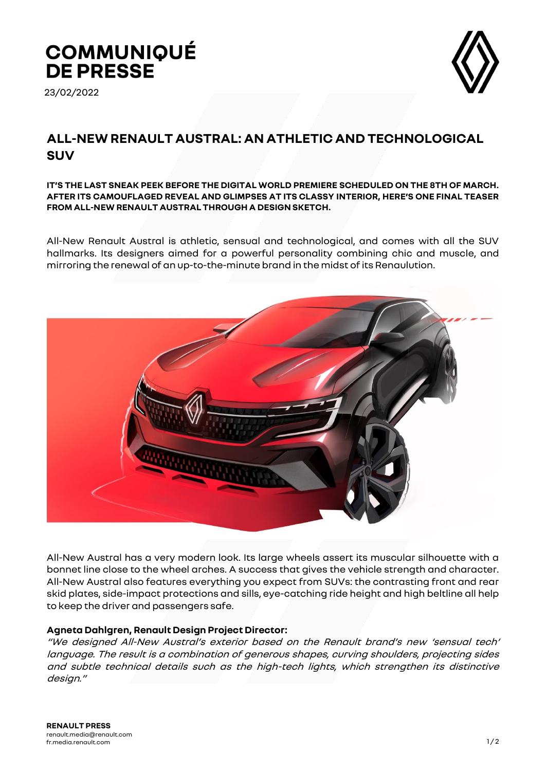# COMMUNIQUÉ DE PRESSE

23/02/2022

## ALL-NEW RENAULT AUSTRAL: AN ATHLETIC AND TECHNOLOGICAL SUV

**IT'S THE LAST SNEAK PEEK BEFORE THE DIGITAL WORLD PREMIERE SCHEDULED ON THE 8TH OF MARCH. AFTER ITS CAMOUFLAGED REVEAL AND GLIMPSES AT ITS CLASSY INTERIOR, HERE'S ONE FINAL TEASER FROM ALL-NEW RENAULT AUSTRAL THROUGH A DESIGN SKETCH.**

All-New Renault Austral is athletic, sensual and technological, and comes with all the SUV hallmarks. Its designers aimed for a powerful personality combining chic and muscle, and mirroring the renewal of an up-to-the-minute brand in the midst of its Renaulution.

All-New Austral has a very modern look. Its large wheels assert its muscular silhouette with a bonnet line close to the wheel arches. A success that gives the vehicle strength and character. All-New Austral also features everything you expect from SUVs: the contrasting front and rear skid plates, side-impact protections and sills, eye-catching ride height and high beltline all help to keep the driver and passengers safe.

**Agneta Dahlgren, Renault Design Project Director:**
*"We designed All-New Austral's exterior based on the Renault brand's new 'sensual tech' language. The result is a combination of generous shapes, curving shoulders, projecting sides and subtle technical details such as the high-tech lights, which strengthen its distinctive design."*

**RENAULT PRESS**
renault.media@renault.com
fr.media.renault.com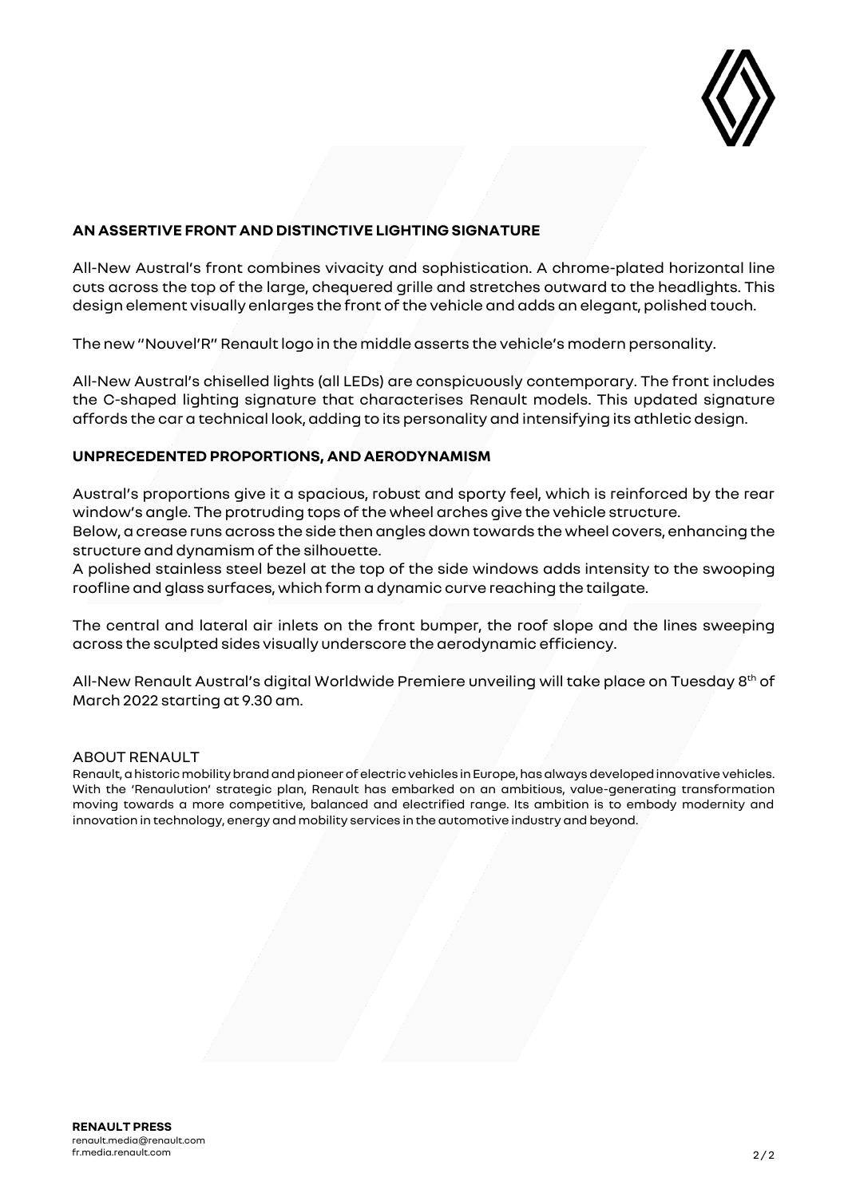## AN ASSERTIVE FRONT AND DISTINCTIVE LIGHTING SIGNATURE

All-New Austral's front combines vivacity and sophistication. A chrome-plated horizontal line cuts across the top of the large, chequered grille and stretches outward to the headlights. This design element visually enlarges the front of the vehicle and adds an elegant, polished touch.

The new "Nouvel'R" Renault logo in the middle asserts the vehicle's modern personality.

All-New Austral's chiselled lights (all LEDs) are conspicuously contemporary. The front includes the C-shaped lighting signature that characterises Renault models. This updated signature affords the car a technical look, adding to its personality and intensifying its athletic design.

## UNPRECEDENTED PROPORTIONS, AND AERODYNAMISM

Austral's proportions give it a spacious, robust and sporty feel, which is reinforced by the rear window's angle. The protruding tops of the wheel arches give the vehicle structure.
Below, a crease runs across the side then angles down towards the wheel covers, enhancing the structure and dynamism of the silhouette.
A polished stainless steel bezel at the top of the side windows adds intensity to the swooping roofline and glass surfaces, which form a dynamic curve reaching the tailgate.

The central and lateral air inlets on the front bumper, the roof slope and the lines sweeping across the sculpted sides visually underscore the aerodynamic efficiency.

All-New Renault Austral's digital Worldwide Premiere unveiling will take place on Tuesday 8th of March 2022 starting at 9.30 am.

ABOUT RENAULT

Renault, a historic mobility brand and pioneer of electric vehicles in Europe, has always developed innovative vehicles. With the 'Renaulution' strategic plan, Renault has embarked on an ambitious, value-generating transformation moving towards a more competitive, balanced and electrified range. Its ambition is to embody modernity and innovation in technology, energy and mobility services in the automotive industry and beyond.

**RENAULT PRESS**
renault.media@renault.com
fr.media.renault.com